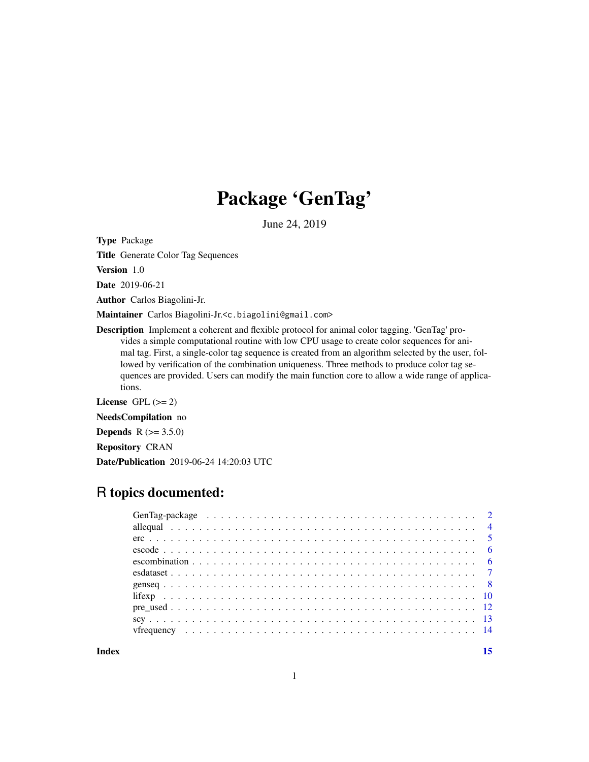# Package 'GenTag'

June 24, 2019

**Type** Package

**Title** Generate Color Tag Sequences

**Version** 1.0

**Date** 2019-06-21

**Author** Carlos Biagolini-Jr.

**Maintainer** Carlos Biagolini-Jr.<c.biagolini@gmail.com>

**Description** Implement a coherent and flexible protocol for animal color tagging. 'GenTag' provides a simple computational routine with low CPU usage to create color sequences for animal tag. First, a single-color tag sequence is created from an algorithm selected by the user, followed by verification of the combination uniqueness. Three methods to produce color tag sequences are provided. Users can modify the main function core to allow a wide range of applications.

**License** GPL (>= 2)

**NeedsCompilation** no

**Depends** R (>= 3.5.0)

**Repository** CRAN

**Date/Publication** 2019-06-24 14:20:03 UTC

## R topics documented:

| | |
|---|---|
| GenTag-package | 2 |
| allequal | 4 |
| erc | 5 |
| escode | 6 |
| escombination | 6 |
| esdataset | 7 |
| genseq | 8 |
| lifexp | 10 |
| pre_used | 12 |
| scy | 13 |
| vfrequency | 14 |
| **Index** | **15** |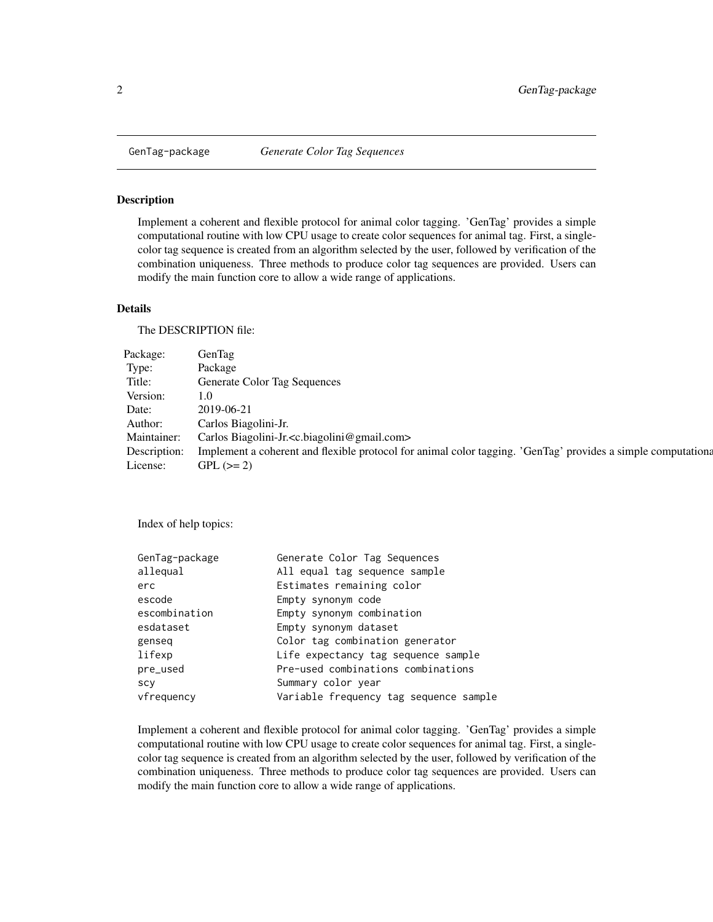GenTag-package *Generate Color Tag Sequences*

## Description

Implement a coherent and flexible protocol for animal color tagging. 'GenTag' provides a simple computational routine with low CPU usage to create color sequences for animal tag. First, a single-color tag sequence is created from an algorithm selected by the user, followed by verification of the combination uniqueness. Three methods to produce color tag sequences are provided. Users can modify the main function core to allow a wide range of applications.

## Details

The DESCRIPTION file:

| | |
|---|---|
| Package: | GenTag |
| Type: | Package |
| Title: | Generate Color Tag Sequences |
| Version: | 1.0 |
| Date: | 2019-06-21 |
| Author: | Carlos Biagolini-Jr. |
| Maintainer: | Carlos Biagolini-Jr.<c.biagolini@gmail.com> |
| Description: | Implement a coherent and flexible protocol for animal color tagging. 'GenTag' provides a simple computationa |
| License: | GPL (>= 2) |

Index of help topics:

```
GenTag-package          Generate Color Tag Sequences
allequal                All equal tag sequence sample
erc                     Estimates remaining color
escode                  Empty synonym code
escombination           Empty synonym combination
esdataset               Empty synonym dataset
genseq                  Color tag combination generator
lifexp                  Life expectancy tag sequence sample
pre_used                Pre-used combinations combinations
scy                     Summary color year
vfrequency              Variable frequency tag sequence sample
```

Implement a coherent and flexible protocol for animal color tagging. 'GenTag' provides a simple computational routine with low CPU usage to create color sequences for animal tag. First, a single-color tag sequence is created from an algorithm selected by the user, followed by verification of the combination uniqueness. Three methods to produce color tag sequences are provided. Users can modify the main function core to allow a wide range of applications.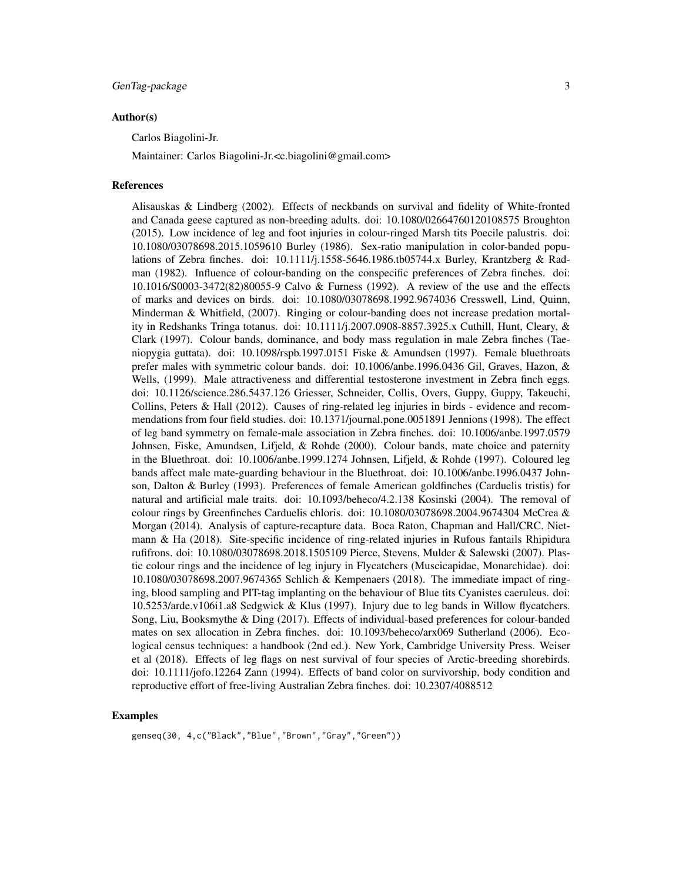### Author(s)

Carlos Biagolini-Jr.

Maintainer: Carlos Biagolini-Jr.<c.biagolini@gmail.com>

### References

Alisauskas & Lindberg (2002). Effects of neckbands on survival and fidelity of White-fronted and Canada geese captured as non-breeding adults. doi: 10.1080/02664760120108575 Broughton (2015). Low incidence of leg and foot injuries in colour-ringed Marsh tits Poecile palustris. doi: 10.1080/03078698.2015.1059610 Burley (1986). Sex-ratio manipulation in color-banded populations of Zebra finches. doi: 10.1111/j.1558-5646.1986.tb05744.x Burley, Krantzberg & Radman (1982). Influence of colour-banding on the conspecific preferences of Zebra finches. doi: 10.1016/S0003-3472(82)80055-9 Calvo & Furness (1992). A review of the use and the effects of marks and devices on birds. doi: 10.1080/03078698.1992.9674036 Cresswell, Lind, Quinn, Minderman & Whitfield, (2007). Ringing or colour-banding does not increase predation mortality in Redshanks Tringa totanus. doi: 10.1111/j.2007.0908-8857.3925.x Cuthill, Hunt, Cleary, & Clark (1997). Colour bands, dominance, and body mass regulation in male Zebra finches (Taeniopygia guttata). doi: 10.1098/rspb.1997.0151 Fiske & Amundsen (1997). Female bluethroats prefer males with symmetric colour bands. doi: 10.1006/anbe.1996.0436 Gil, Graves, Hazon, & Wells, (1999). Male attractiveness and differential testosterone investment in Zebra finch eggs. doi: 10.1126/science.286.5437.126 Griesser, Schneider, Collis, Overs, Guppy, Guppy, Takeuchi, Collins, Peters & Hall (2012). Causes of ring-related leg injuries in birds - evidence and recommendations from four field studies. doi: 10.1371/journal.pone.0051891 Jennions (1998). The effect of leg band symmetry on female-male association in Zebra finches. doi: 10.1006/anbe.1997.0579 Johnsen, Fiske, Amundsen, Lifjeld, & Rohde (2000). Colour bands, mate choice and paternity in the Bluethroat. doi: 10.1006/anbe.1999.1274 Johnsen, Lifjeld, & Rohde (1997). Coloured leg bands affect male mate-guarding behaviour in the Bluethroat. doi: 10.1006/anbe.1996.0437 Johnson, Dalton & Burley (1993). Preferences of female American goldfinches (Carduelis tristis) for natural and artificial male traits. doi: 10.1093/beheco/4.2.138 Kosinski (2004). The removal of colour rings by Greenfinches Carduelis chloris. doi: 10.1080/03078698.2004.9674304 McCrea & Morgan (2014). Analysis of capture-recapture data. Boca Raton, Chapman and Hall/CRC. Nietmann & Ha (2018). Site-specific incidence of ring-related injuries in Rufous fantails Rhipidura rufifrons. doi: 10.1080/03078698.2018.1505109 Pierce, Stevens, Mulder & Salewski (2007). Plastic colour rings and the incidence of leg injury in Flycatchers (Muscicapidae, Monarchidae). doi: 10.1080/03078698.2007.9674365 Schlich & Kempenaers (2018). The immediate impact of ringing, blood sampling and PIT-tag implanting on the behaviour of Blue tits Cyanistes caeruleus. doi: 10.5253/arde.v106i1.a8 Sedgwick & Klus (1997). Injury due to leg bands in Willow flycatchers. Song, Liu, Booksmythe & Ding (2017). Effects of individual-based preferences for colour-banded mates on sex allocation in Zebra finches. doi: 10.1093/beheco/arx069 Sutherland (2006). Ecological census techniques: a handbook (2nd ed.). New York, Cambridge University Press. Weiser et al (2018). Effects of leg flags on nest survival of four species of Arctic-breeding shorebirds. doi: 10.1111/jofo.12264 Zann (1994). Effects of band color on survivorship, body condition and reproductive effort of free-living Australian Zebra finches. doi: 10.2307/4088512

### Examples

```
genseq(30, 4,c("Black","Blue","Brown","Gray","Green"))
```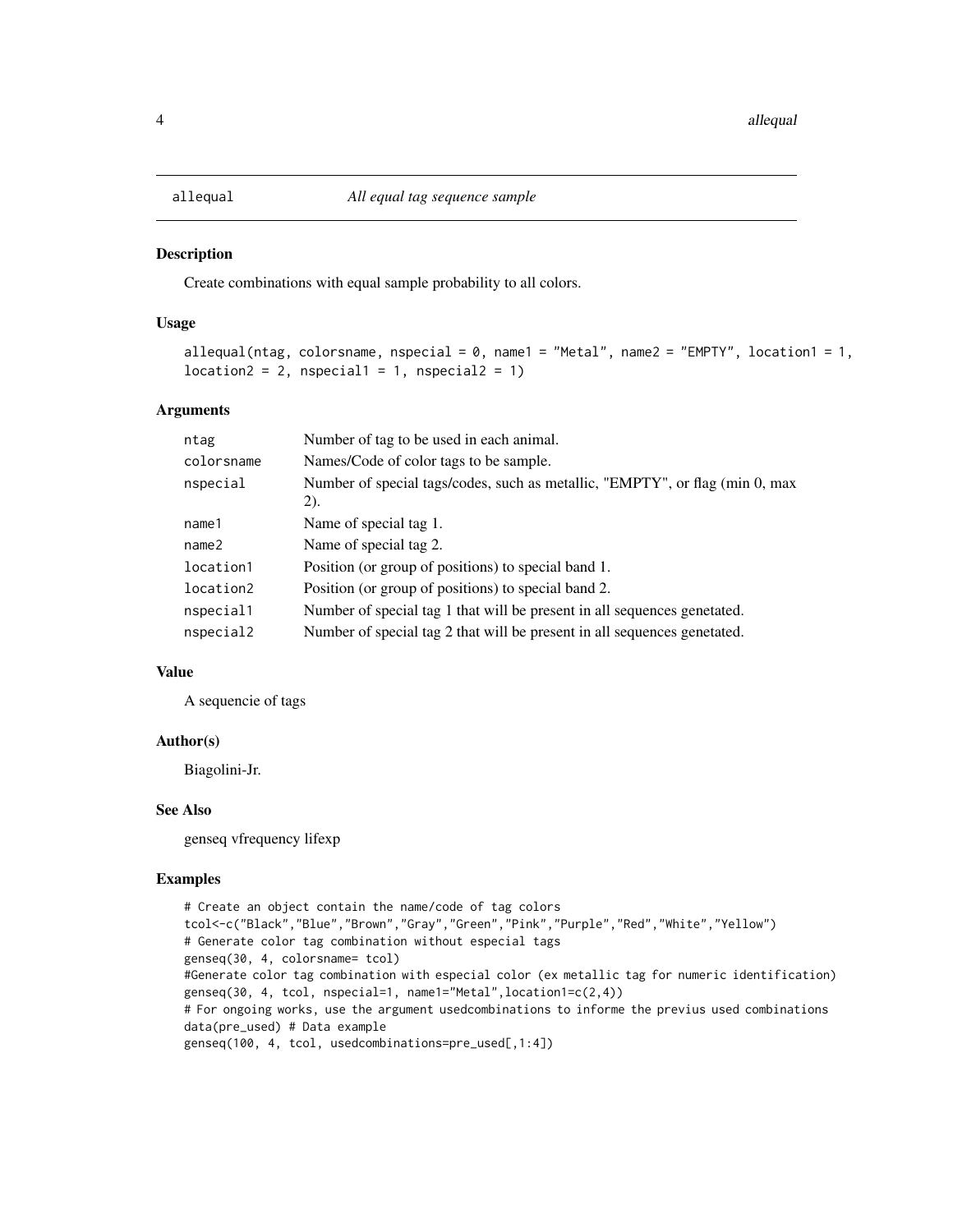# allequal *All equal tag sequence sample*

## Description

Create combinations with equal sample probability to all colors.

## Usage

```
allequal(ntag, colorsname, nspecial = 0, name1 = "Metal", name2 = "EMPTY", location1 = 1,
location2 = 2, nspecial1 = 1, nspecial2 = 1)
```

## Arguments

| | |
|---|---|
| ntag | Number of tag to be used in each animal. |
| colorsname | Names/Code of color tags to be sample. |
| nspecial | Number of special tags/codes, such as metallic, "EMPTY", or flag (min 0, max 2). |
| name1 | Name of special tag 1. |
| name2 | Name of special tag 2. |
| location1 | Position (or group of positions) to special band 1. |
| location2 | Position (or group of positions) to special band 2. |
| nspecial1 | Number of special tag 1 that will be present in all sequences genetated. |
| nspecial2 | Number of special tag 2 that will be present in all sequences genetated. |

## Value

A sequencie of tags

## Author(s)

Biagolini-Jr.

## See Also

genseq vfrequency lifexp

## Examples

```
# Create an object contain the name/code of tag colors
tcol<-c("Black","Blue","Brown","Gray","Green","Pink","Purple","Red","White","Yellow")
# Generate color tag combination without especial tags
genseq(30, 4, colorsname= tcol)
#Generate color tag combination with especial color (ex metallic tag for numeric identification)
genseq(30, 4, tcol, nspecial=1, name1="Metal",location1=c(2,4))
# For ongoing works, use the argument usedcombinations to informe the previus used combinations
data(pre_used) # Data example
genseq(100, 4, tcol, usedcombinations=pre_used[,1:4])
```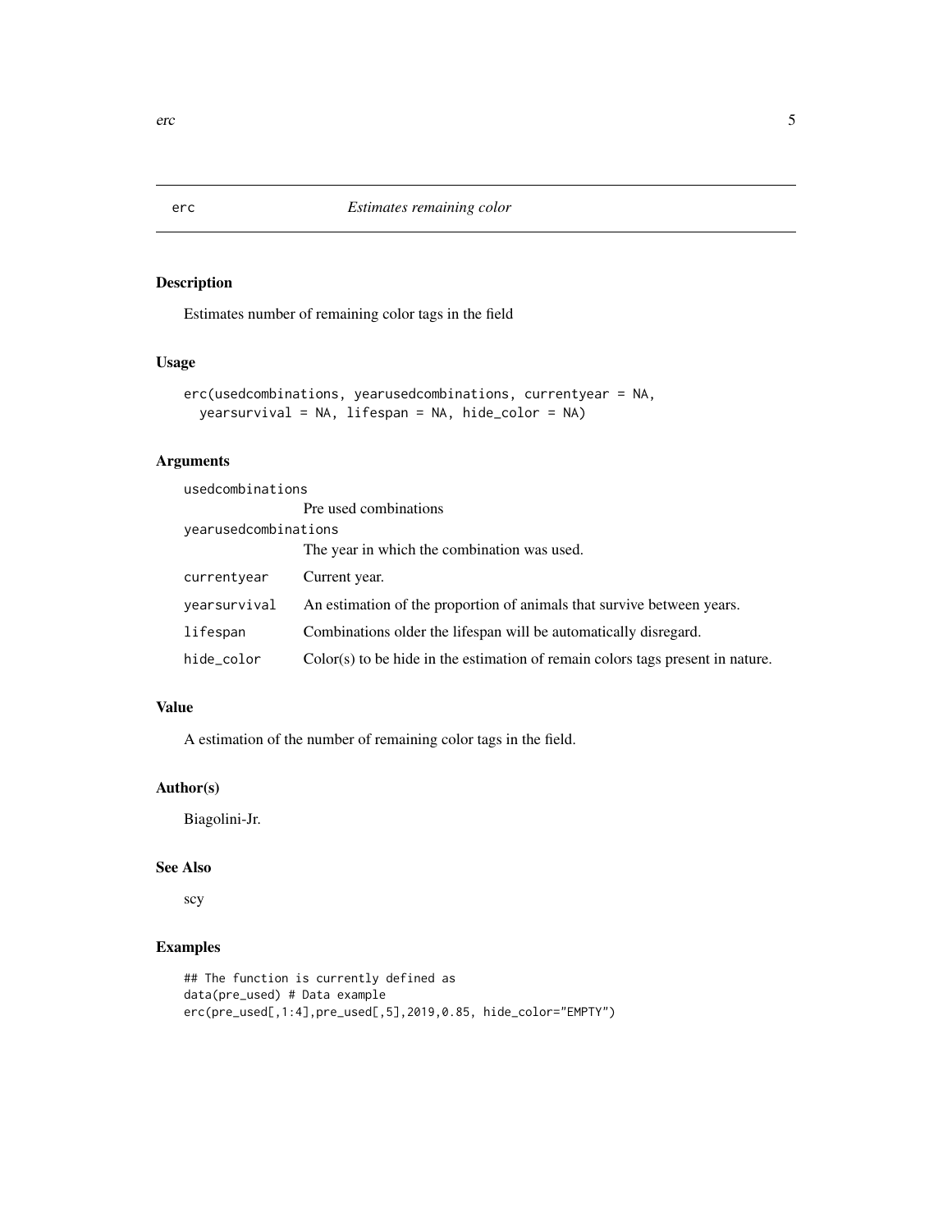# erc — *Estimates remaining color*

## Description

Estimates number of remaining color tags in the field

## Usage

```
erc(usedcombinations, yearusedcombinations, currentyear = NA,
  yearsurvival = NA, lifespan = NA, hide_color = NA)
```

## Arguments

| Argument | Description |
| --- | --- |
| usedcombinations | Pre used combinations |
| yearusedcombinations | The year in which the combination was used. |
| currentyear | Current year. |
| yearsurvival | An estimation of the proportion of animals that survive between years. |
| lifespan | Combinations older the lifespan will be automatically disregard. |
| hide_color | Color(s) to be hide in the estimation of remain colors tags present in nature. |

## Value

A estimation of the number of remaining color tags in the field.

## Author(s)

Biagolini-Jr.

## See Also

scy

## Examples

```
## The function is currently defined as
data(pre_used) # Data example
erc(pre_used[,1:4],pre_used[,5],2019,0.85, hide_color="EMPTY")
```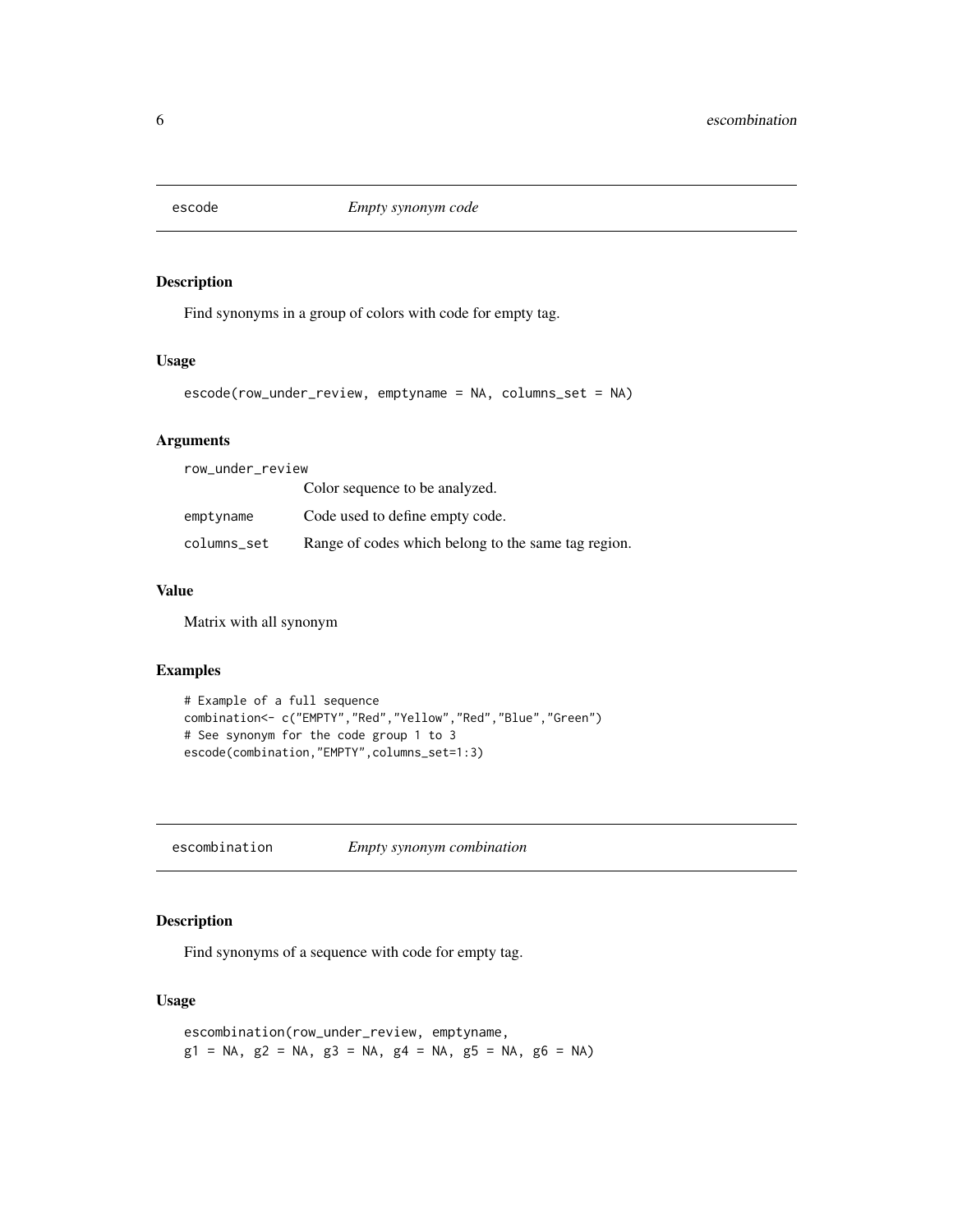## escode *Empty synonym code*

### Description

Find synonyms in a group of colors with code for empty tag.

### Usage

```
escode(row_under_review, emptyname = NA, columns_set = NA)
```

### Arguments

| | |
|---|---|
| row_under_review | Color sequence to be analyzed. |
| emptyname | Code used to define empty code. |
| columns_set | Range of codes which belong to the same tag region. |

### Value

Matrix with all synonym

### Examples

```
# Example of a full sequence
combination<- c("EMPTY","Red","Yellow","Red","Blue","Green")
# See synonym for the code group 1 to 3
escode(combination,"EMPTY",columns_set=1:3)
```

## escombination *Empty synonym combination*

### Description

Find synonyms of a sequence with code for empty tag.

### Usage

```
escombination(row_under_review, emptyname,
g1 = NA, g2 = NA, g3 = NA, g4 = NA, g5 = NA, g6 = NA)
```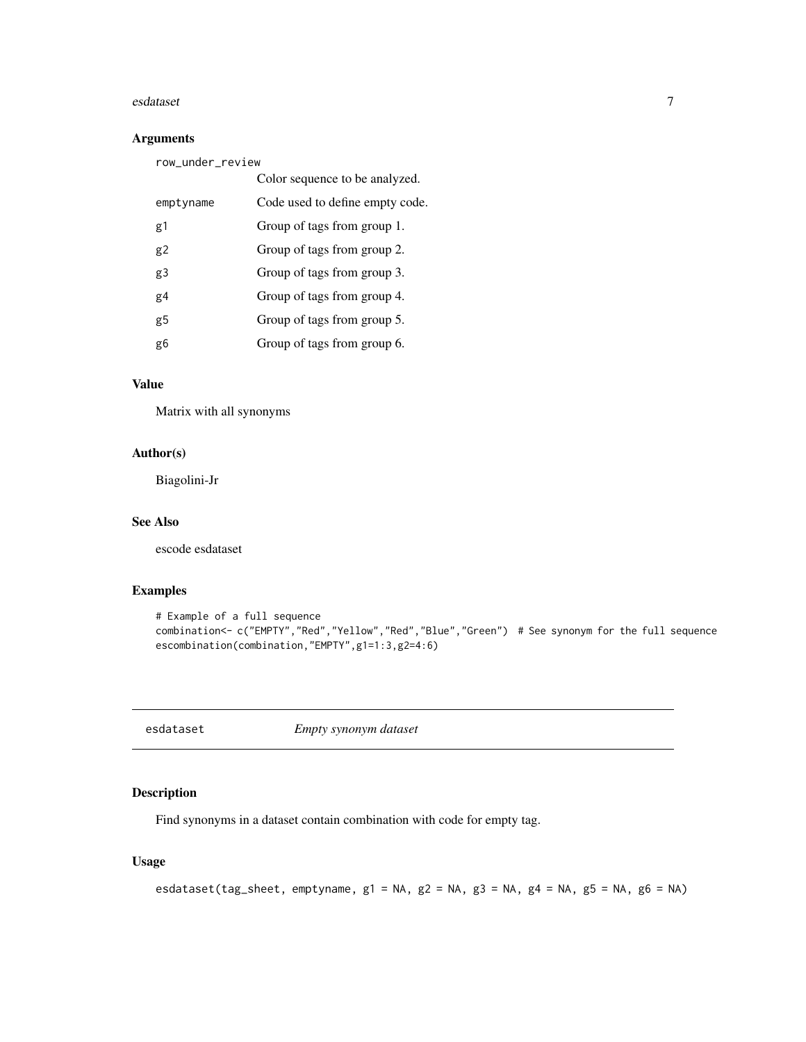### Arguments

| | |
|---|---|
| row_under_review | Color sequence to be analyzed. |
| emptyname | Code used to define empty code. |
| g1 | Group of tags from group 1. |
| g2 | Group of tags from group 2. |
| g3 | Group of tags from group 3. |
| g4 | Group of tags from group 4. |
| g5 | Group of tags from group 5. |
| g6 | Group of tags from group 6. |

### Value

Matrix with all synonyms

### Author(s)

Biagolini-Jr

### See Also

escode esdataset

### Examples

```
# Example of a full sequence
combination<- c("EMPTY","Red","Yellow","Red","Blue","Green")  # See synonym for the full sequence
escombination(combination,"EMPTY",g1=1:3,g2=4:6)
```

---

## esdataset *Empty synonym dataset*

### Description

Find synonyms in a dataset contain combination with code for empty tag.

### Usage

```
esdataset(tag_sheet, emptyname, g1 = NA, g2 = NA, g3 = NA, g4 = NA, g5 = NA, g6 = NA)
```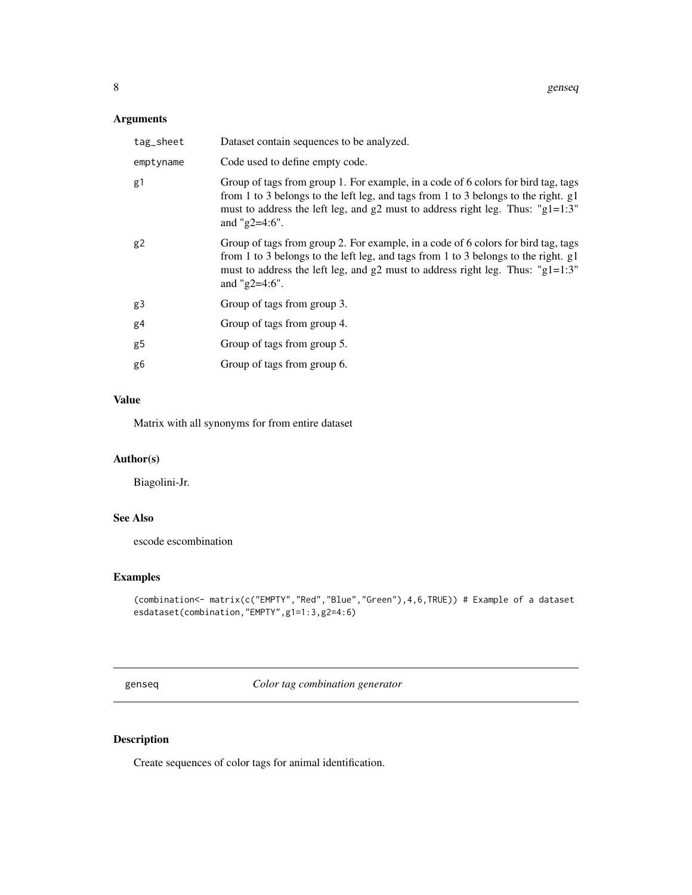### Arguments

| | |
|---|---|
| tag_sheet | Dataset contain sequences to be analyzed. |
| emptyname | Code used to define empty code. |
| g1 | Group of tags from group 1. For example, in a code of 6 colors for bird tag, tags from 1 to 3 belongs to the left leg, and tags from 1 to 3 belongs to the right. g1 must to address the left leg, and g2 must to address right leg. Thus: "g1=1:3" and "g2=4:6". |
| g2 | Group of tags from group 2. For example, in a code of 6 colors for bird tag, tags from 1 to 3 belongs to the left leg, and tags from 1 to 3 belongs to the right. g1 must to address the left leg, and g2 must to address right leg. Thus: "g1=1:3" and "g2=4:6". |
| g3 | Group of tags from group 3. |
| g4 | Group of tags from group 4. |
| g5 | Group of tags from group 5. |
| g6 | Group of tags from group 6. |

### Value

Matrix with all synonyms for from entire dataset

### Author(s)

Biagolini-Jr.

### See Also

escode escombination

### Examples

```
(combination<- matrix(c("EMPTY","Red","Blue","Green"),4,6,TRUE)) # Example of a dataset
esdataset(combination,"EMPTY",g1=1:3,g2=4:6)
```

---

## genseq *Color tag combination generator*

---

### Description

Create sequences of color tags for animal identification.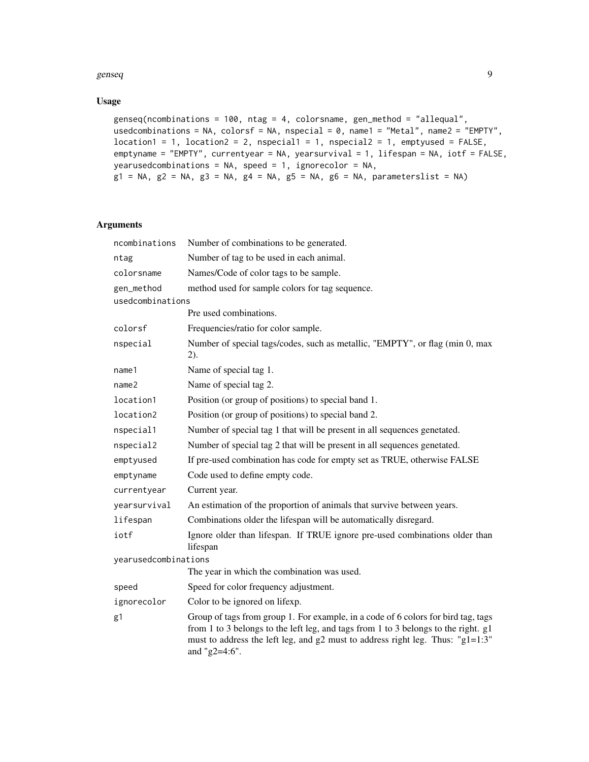## Usage

```
genseq(ncombinations = 100, ntag = 4, colorsname, gen_method = "allequal",
usedcombinations = NA, colorsf = NA, nspecial = 0, name1 = "Metal", name2 = "EMPTY",
location1 = 1, location2 = 2, nspecial1 = 1, nspecial2 = 1, emptyused = FALSE,
emptyname = "EMPTY", currentyear = NA, yearsurvival = 1, lifespan = NA, iotf = FALSE,
yearusedcombinations = NA, speed = 1, ignorecolor = NA,
g1 = NA, g2 = NA, g3 = NA, g4 = NA, g5 = NA, g6 = NA, parameterslist = NA)
```

## Arguments

| Argument | Description |
|---|---|
| `ncombinations` | Number of combinations to be generated. |
| `ntag` | Number of tag to be used in each animal. |
| `colorsname` | Names/Code of color tags to be sample. |
| `gen_method` | method used for sample colors for tag sequence. |
| `usedcombinations` | Pre used combinations. |
| `colorsf` | Frequencies/ratio for color sample. |
| `nspecial` | Number of special tags/codes, such as metallic, "EMPTY", or flag (min 0, max 2). |
| `name1` | Name of special tag 1. |
| `name2` | Name of special tag 2. |
| `location1` | Position (or group of positions) to special band 1. |
| `location2` | Position (or group of positions) to special band 2. |
| `nspecial1` | Number of special tag 1 that will be present in all sequences genetated. |
| `nspecial2` | Number of special tag 2 that will be present in all sequences genetated. |
| `emptyused` | If pre-used combination has code for empty set as TRUE, otherwise FALSE |
| `emptyname` | Code used to define empty code. |
| `currentyear` | Current year. |
| `yearsurvival` | An estimation of the proportion of animals that survive between years. |
| `lifespan` | Combinations older the lifespan will be automatically disregard. |
| `iotf` | Ignore older than lifespan. If TRUE ignore pre-used combinations older than lifespan |
| `yearusedcombinations` | The year in which the combination was used. |
| `speed` | Speed for color frequency adjustment. |
| `ignorecolor` | Color to be ignored on lifexp. |
| `g1` | Group of tags from group 1. For example, in a code of 6 colors for bird tag, tags from 1 to 3 belongs to the left leg, and tags from 1 to 3 belongs to the right. g1 must to address the left leg, and g2 must to address right leg. Thus: "g1=1:3" and "g2=4:6". |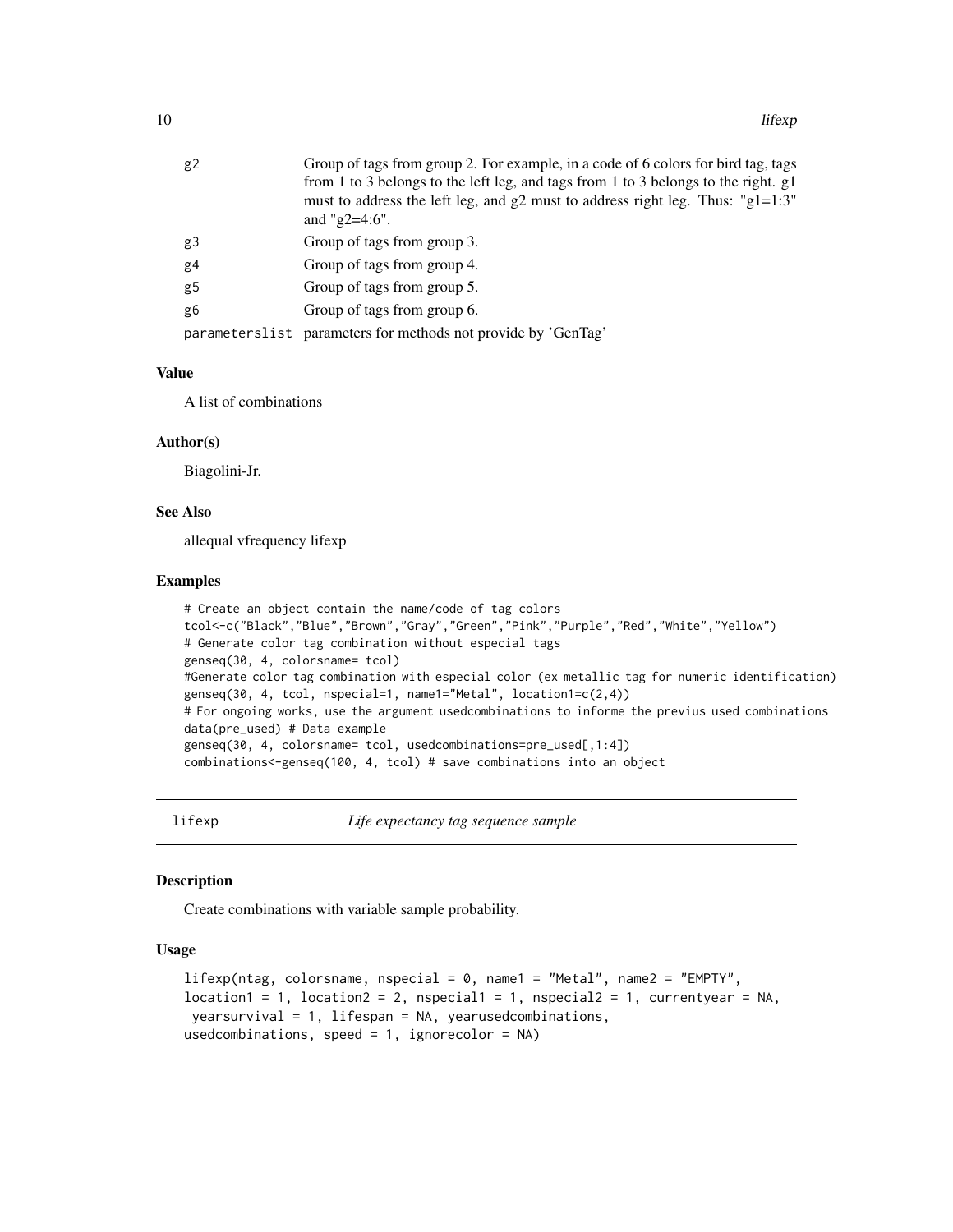| | |
|---|---|
| g2 | Group of tags from group 2. For example, in a code of 6 colors for bird tag, tags from 1 to 3 belongs to the left leg, and tags from 1 to 3 belongs to the right. g1 must to address the left leg, and g2 must to address right leg. Thus: "g1=1:3" and "g2=4:6". |
| g3 | Group of tags from group 3. |
| g4 | Group of tags from group 4. |
| g5 | Group of tags from group 5. |
| g6 | Group of tags from group 6. |
| parameterslist | parameters for methods not provide by 'GenTag' |

### Value

A list of combinations

### Author(s)

Biagolini-Jr.

### See Also

allequal vfrequency lifexp

### Examples

```
# Create an object contain the name/code of tag colors
tcol<-c("Black","Blue","Brown","Gray","Green","Pink","Purple","Red","White","Yellow")
# Generate color tag combination without especial tags
genseq(30, 4, colorsname= tcol)
#Generate color tag combination with especial color (ex metallic tag for numeric identification)
genseq(30, 4, tcol, nspecial=1, name1="Metal", location1=c(2,4))
# For ongoing works, use the argument usedcombinations to informe the previus used combinations
data(pre_used) # Data example
genseq(30, 4, colorsname= tcol, usedcombinations=pre_used[,1:4])
combinations<-genseq(100, 4, tcol) # save combinations into an object
```

---

## lifexp — *Life expectancy tag sequence sample*

---

### Description

Create combinations with variable sample probability.

### Usage

```
lifexp(ntag, colorsname, nspecial = 0, name1 = "Metal", name2 = "EMPTY",
location1 = 1, location2 = 2, nspecial1 = 1, nspecial2 = 1, currentyear = NA,
 yearsurvival = 1, lifespan = NA, yearusedcombinations,
usedcombinations, speed = 1, ignorecolor = NA)
```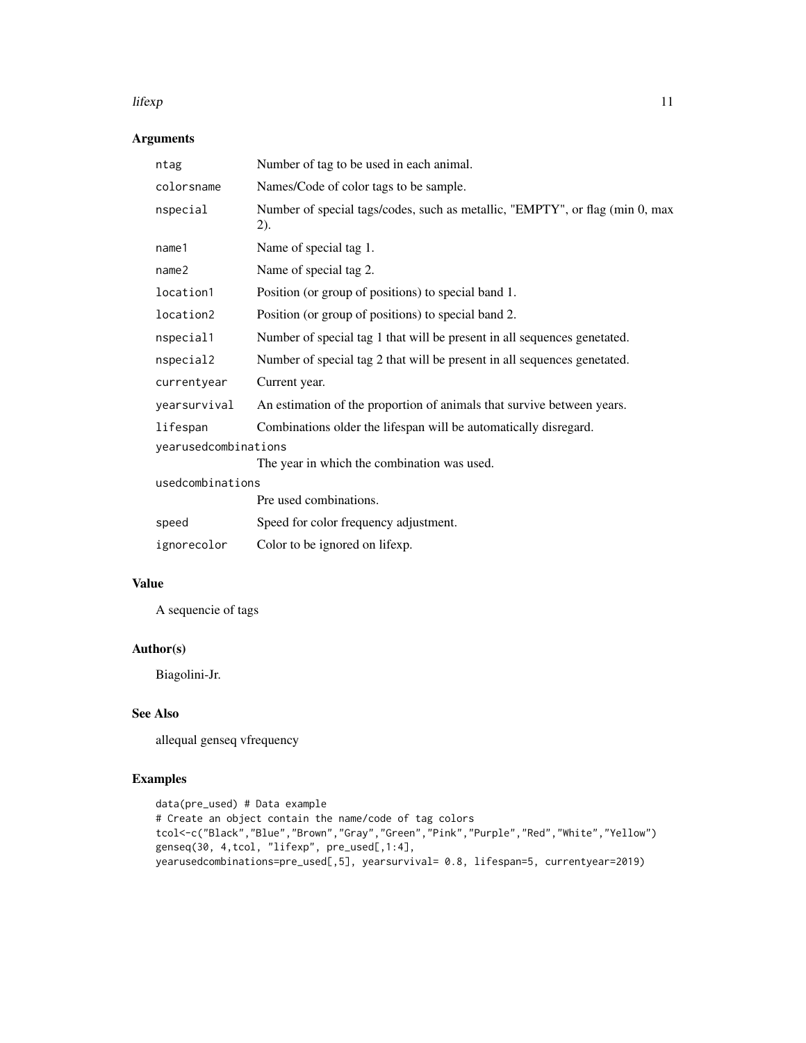### Arguments

| | |
|---|---|
| `ntag` | Number of tag to be used in each animal. |
| `colorsname` | Names/Code of color tags to be sample. |
| `nspecial` | Number of special tags/codes, such as metallic, "EMPTY", or flag (min 0, max 2). |
| `name1` | Name of special tag 1. |
| `name2` | Name of special tag 2. |
| `location1` | Position (or group of positions) to special band 1. |
| `location2` | Position (or group of positions) to special band 2. |
| `nspecial1` | Number of special tag 1 that will be present in all sequences genetated. |
| `nspecial2` | Number of special tag 2 that will be present in all sequences genetated. |
| `currentyear` | Current year. |
| `yearsurvival` | An estimation of the proportion of animals that survive between years. |
| `lifespan` | Combinations older the lifespan will be automatically disregard. |
| `yearusedcombinations` | The year in which the combination was used. |
| `usedcombinations` | Pre used combinations. |
| `speed` | Speed for color frequency adjustment. |
| `ignorecolor` | Color to be ignored on lifexp. |

### Value

A sequencie of tags

### Author(s)

Biagolini-Jr.

### See Also

allequal genseq vfrequency

### Examples

```
data(pre_used) # Data example
# Create an object contain the name/code of tag colors
tcol<-c("Black","Blue","Brown","Gray","Green","Pink","Purple","Red","White","Yellow")
genseq(30, 4,tcol, "lifexp", pre_used[,1:4],
yearusedcombinations=pre_used[,5], yearsurvival= 0.8, lifespan=5, currentyear=2019)
```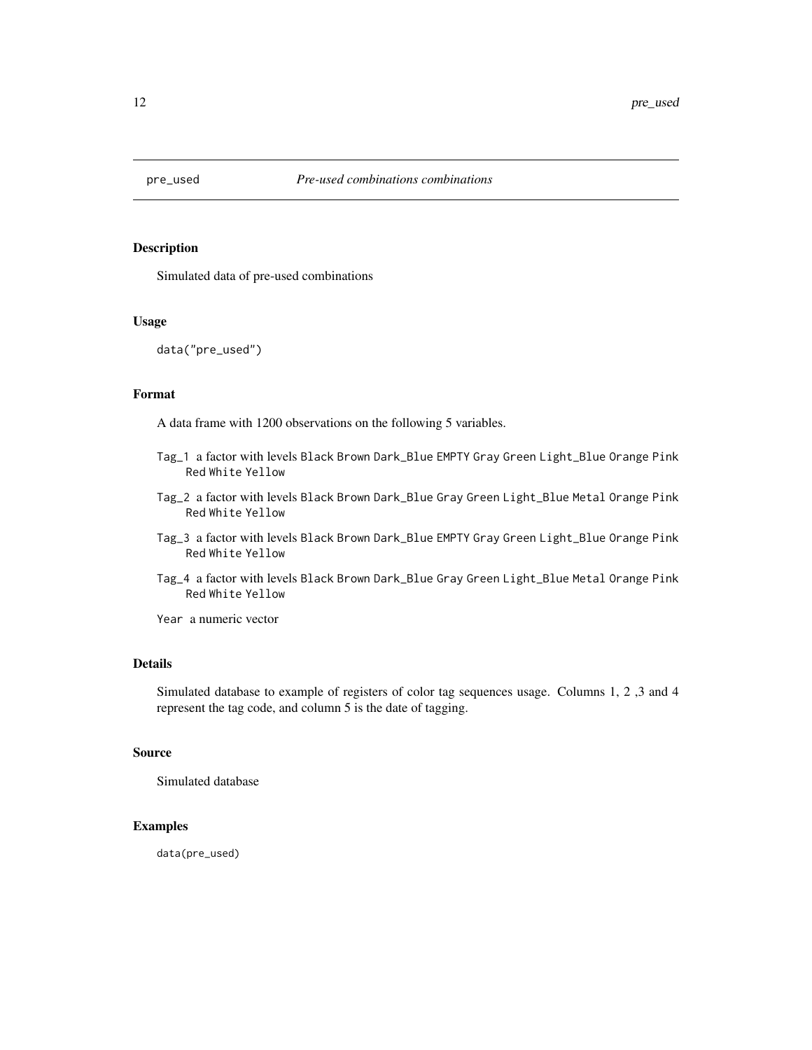# pre_used — *Pre-used combinations combinations*

## Description

Simulated data of pre-used combinations

## Usage

```
data("pre_used")
```

## Format

A data frame with 1200 observations on the following 5 variables.

- `Tag_1` a factor with levels `Black` `Brown` `Dark_Blue` `EMPTY` `Gray` `Green` `Light_Blue` `Orange` `Pink` `Red` `White` `Yellow`
- `Tag_2` a factor with levels `Black` `Brown` `Dark_Blue` `Gray` `Green` `Light_Blue` `Metal` `Orange` `Pink` `Red` `White` `Yellow`
- `Tag_3` a factor with levels `Black` `Brown` `Dark_Blue` `EMPTY` `Gray` `Green` `Light_Blue` `Orange` `Pink` `Red` `White` `Yellow`
- `Tag_4` a factor with levels `Black` `Brown` `Dark_Blue` `Gray` `Green` `Light_Blue` `Metal` `Orange` `Pink` `Red` `White` `Yellow`
- `Year` a numeric vector

## Details

Simulated database to example of registers of color tag sequences usage. Columns 1, 2 ,3 and 4 represent the tag code, and column 5 is the date of tagging.

## Source

Simulated database

## Examples

```
data(pre_used)
```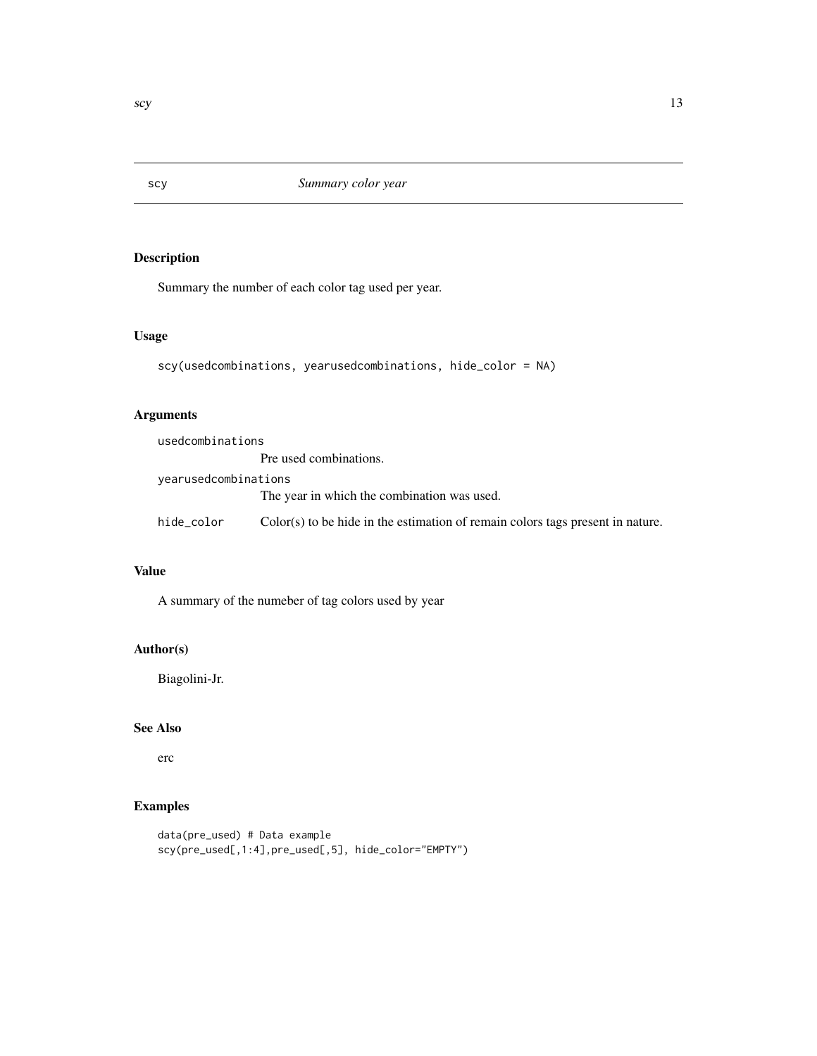## scy — *Summary color year*

### Description

Summary the number of each color tag used per year.

### Usage

```
scy(usedcombinations, yearusedcombinations, hide_color = NA)
```

### Arguments

| Argument | Description |
| --- | --- |
| `usedcombinations` | Pre used combinations. |
| `yearusedcombinations` | The year in which the combination was used. |
| `hide_color` | Color(s) to be hide in the estimation of remain colors tags present in nature. |

### Value

A summary of the numeber of tag colors used by year

### Author(s)

Biagolini-Jr.

### See Also

erc

### Examples

```
data(pre_used) # Data example
scy(pre_used[,1:4],pre_used[,5], hide_color="EMPTY")
```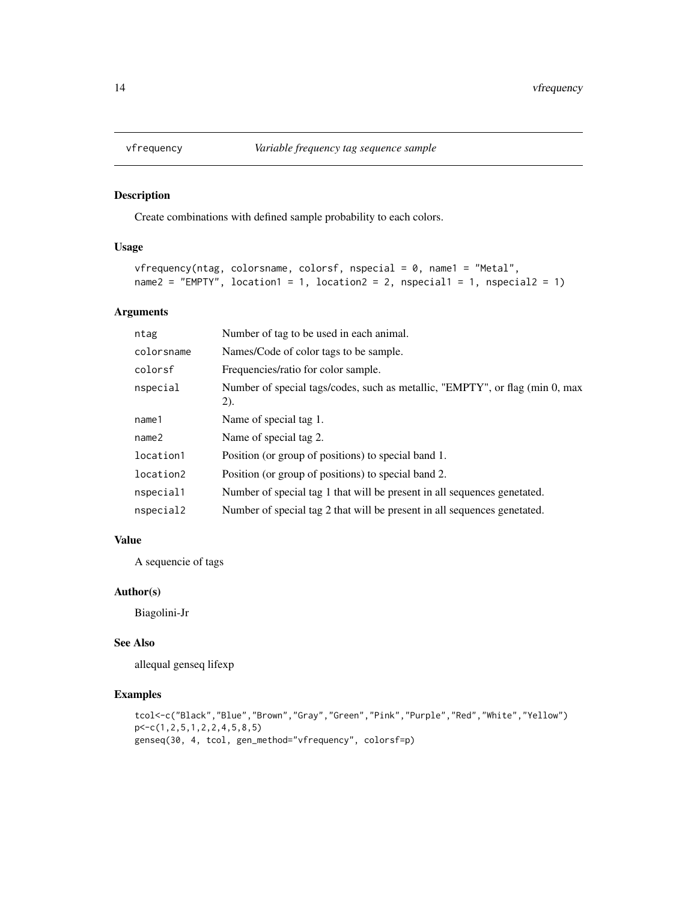# vfrequency — *Variable frequency tag sequence sample*

## Description

Create combinations with defined sample probability to each colors.

## Usage

```
vfrequency(ntag, colorsname, colorsf, nspecial = 0, name1 = "Metal",
name2 = "EMPTY", location1 = 1, location2 = 2, nspecial1 = 1, nspecial2 = 1)
```

## Arguments

| | |
|---|---|
| ntag | Number of tag to be used in each animal. |
| colorsname | Names/Code of color tags to be sample. |
| colorsf | Frequencies/ratio for color sample. |
| nspecial | Number of special tags/codes, such as metallic, "EMPTY", or flag (min 0, max 2). |
| name1 | Name of special tag 1. |
| name2 | Name of special tag 2. |
| location1 | Position (or group of positions) to special band 1. |
| location2 | Position (or group of positions) to special band 2. |
| nspecial1 | Number of special tag 1 that will be present in all sequences genetated. |
| nspecial2 | Number of special tag 2 that will be present in all sequences genetated. |

## Value

A sequencie of tags

## Author(s)

Biagolini-Jr

## See Also

allequal genseq lifexp

## Examples

```
tcol<-c("Black","Blue","Brown","Gray","Green","Pink","Purple","Red","White","Yellow")
p<-c(1,2,5,1,2,2,4,5,8,5)
genseq(30, 4, tcol, gen_method="vfrequency", colorsf=p)
```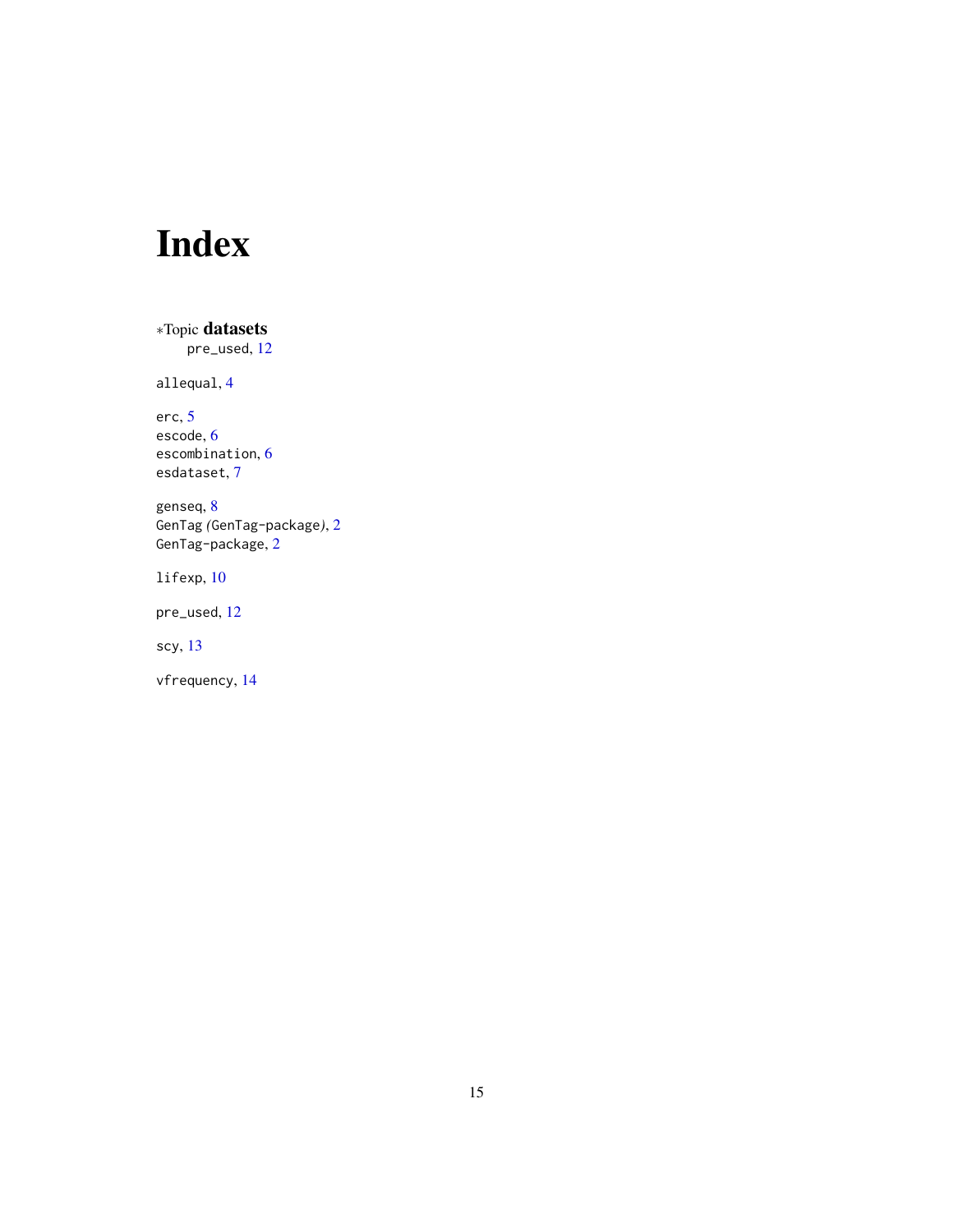# Index

*Topic **datasets**

  pre_used, 12

allequal, 4

erc, 5
escode, 6
escombination, 6
esdataset, 7

genseq, 8
GenTag (GenTag-package), 2
GenTag-package, 2

lifexp, 10

pre_used, 12

scy, 13

vfrequency, 14